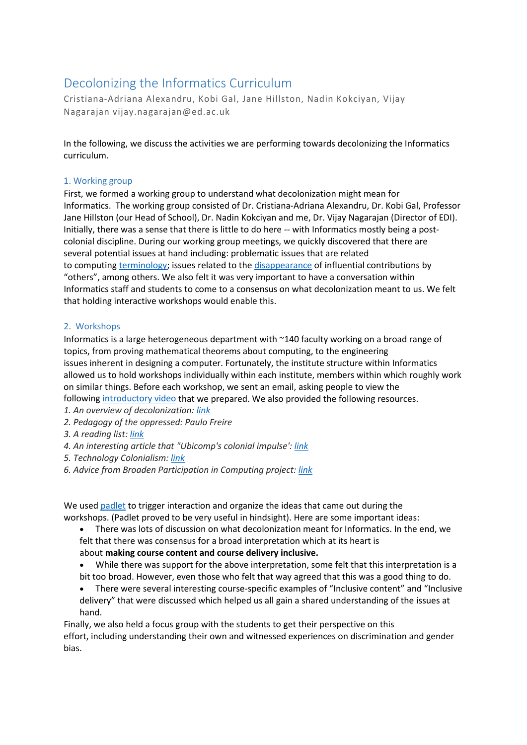# Decolonizing the Informatics Curriculum

Cristiana-Adriana Alexandru, Kobi Gal, Jane Hillston, Nadin Kokciyan, Vijay Nagarajan vijay.nagarajan@ed.ac.uk

In the following, we discuss the activities we are performing towards decolonizing the Informatics curriculum.

## 1. Working group

First, we formed a working group to understand what decolonization might mean for Informatics. The working group consisted of Dr. Cristiana-Adriana Alexandru, Dr. Kobi Gal, Professor Jane Hillston (our Head of School), Dr. Nadin Kokciyan and me, Dr. Vijay Nagarajan (Director of EDI). Initially, there was a sense that there is little to do here -- with Informatics mostly being a post-colonial discipline. During our working group meetings, we quickly discovered that there are several potential issues at hand including: problematic issues that are related to computing terminology; issues related to the disappearance of influential contributions by "others", among others. We also felt it was very important to have a conversation within Informatics staff and students to come to a consensus on what decolonization meant to us. We felt that holding interactive workshops would enable this.

## 2. Workshops

Informatics is a large heterogeneous department with ~140 faculty working on a broad range of topics, from proving mathematical theorems about computing, to the engineering issues inherent in designing a computer. Fortunately, the institute structure within Informatics allowed us to hold workshops individually within each institute, members within which roughly work on similar things. Before each workshop, we sent an email, asking people to view the following introductory video that we prepared. We also provided the following resources.

1. *An overview of decolonization: link*
2. *Pedagogy of the oppressed: Paulo Freire*
3. *A reading list: link*
4. *An interesting article that "Ubicomp's colonial impulse': link*
5. *Technology Colonialism: link*
6. *Advice from Broaden Participation in Computing project: link*

We used padlet to trigger interaction and organize the ideas that came out during the workshops. (Padlet proved to be very useful in hindsight). Here are some important ideas:

- There was lots of discussion on what decolonization meant for Informatics. In the end, we felt that there was consensus for a broad interpretation which at its heart is about **making course content and course delivery inclusive.**
- While there was support for the above interpretation, some felt that this interpretation is a bit too broad. However, even those who felt that way agreed that this was a good thing to do.
- There were several interesting course-specific examples of "Inclusive content" and "Inclusive delivery" that were discussed which helped us all gain a shared understanding of the issues at hand.

Finally, we also held a focus group with the students to get their perspective on this effort, including understanding their own and witnessed experiences on discrimination and gender bias.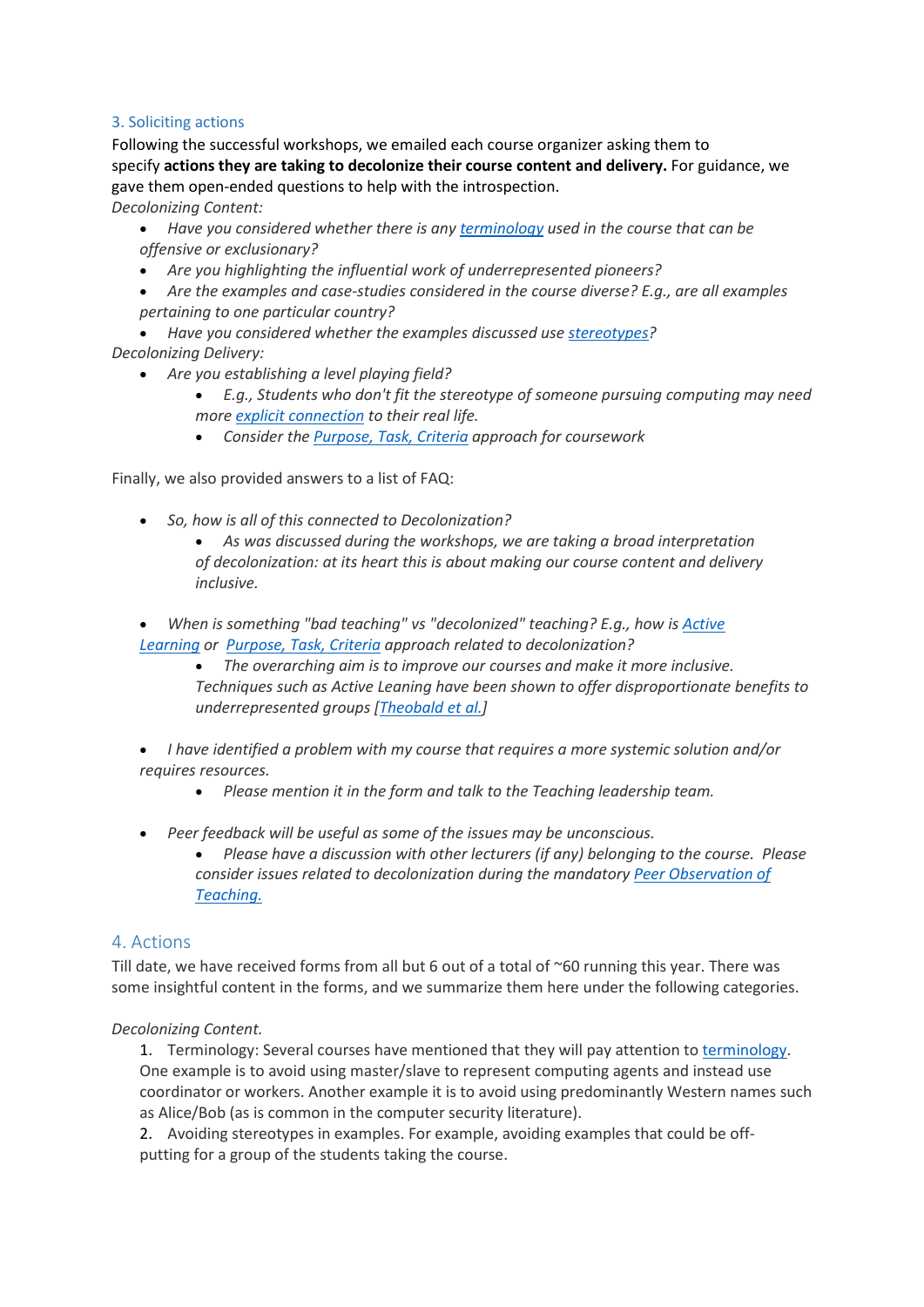## 3. Soliciting actions

Following the successful workshops, we emailed each course organizer asking them to specify **actions they are taking to decolonize their course content and delivery.** For guidance, we gave them open-ended questions to help with the introspection.

*Decolonizing Content:*

- *Have you considered whether there is any terminology used in the course that can be offensive or exclusionary?*
- *Are you highlighting the influential work of underrepresented pioneers?*
- *Are the examples and case-studies considered in the course diverse? E.g., are all examples pertaining to one particular country?*
- *Have you considered whether the examples discussed use stereotypes?*

*Decolonizing Delivery:*

- *Are you establishing a level playing field?*
  - *E.g., Students who don't fit the stereotype of someone pursuing computing may need more explicit connection to their real life.*
  - *Consider the Purpose, Task, Criteria approach for coursework*

Finally, we also provided answers to a list of FAQ:

- *So, how is all of this connected to Decolonization?*
  - *As was discussed during the workshops, we are taking a broad interpretation of decolonization: at its heart this is about making our course content and delivery inclusive.*
- *When is something "bad teaching" vs "decolonized" teaching? E.g., how is Active Learning or Purpose, Task, Criteria approach related to decolonization?*
  - *The overarching aim is to improve our courses and make it more inclusive. Techniques such as Active Leaning have been shown to offer disproportionate benefits to underrepresented groups [Theobald et al.]*
- *I have identified a problem with my course that requires a more systemic solution and/or requires resources.*
  - *Please mention it in the form and talk to the Teaching leadership team.*
- *Peer feedback will be useful as some of the issues may be unconscious.*
  - *Please have a discussion with other lecturers (if any) belonging to the course. Please consider issues related to decolonization during the mandatory Peer Observation of Teaching.*

## 4. Actions

Till date, we have received forms from all but 6 out of a total of ~60 running this year. There was some insightful content in the forms, and we summarize them here under the following categories.

*Decolonizing Content.*

1. Terminology: Several courses have mentioned that they will pay attention to terminology. One example is to avoid using master/slave to represent computing agents and instead use coordinator or workers. Another example it is to avoid using predominantly Western names such as Alice/Bob (as is common in the computer security literature).
2. Avoiding stereotypes in examples. For example, avoiding examples that could be off-putting for a group of the students taking the course.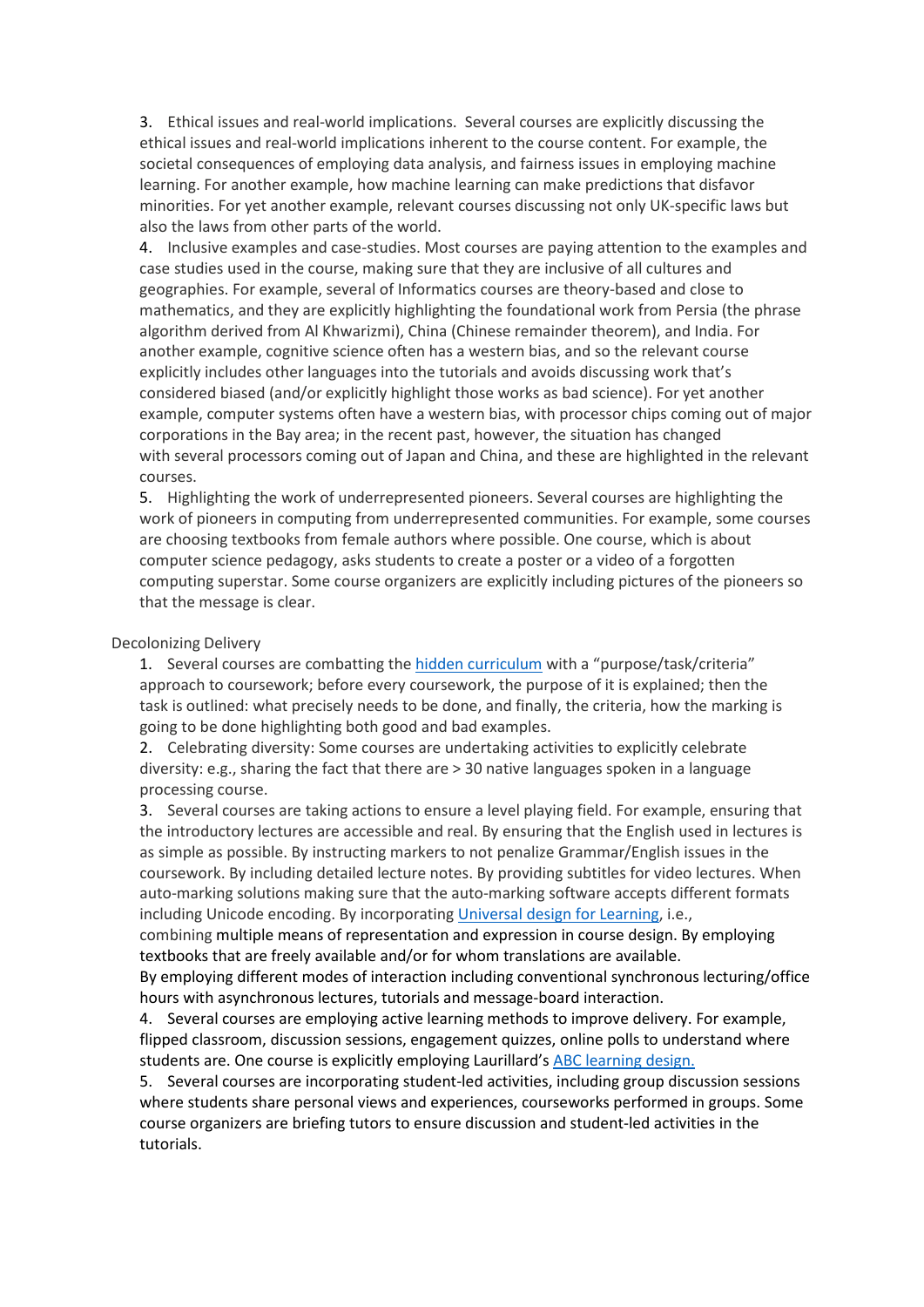3. Ethical issues and real-world implications. Several courses are explicitly discussing the ethical issues and real-world implications inherent to the course content. For example, the societal consequences of employing data analysis, and fairness issues in employing machine learning. For another example, how machine learning can make predictions that disfavor minorities. For yet another example, relevant courses discussing not only UK-specific laws but also the laws from other parts of the world.
4. Inclusive examples and case-studies. Most courses are paying attention to the examples and case studies used in the course, making sure that they are inclusive of all cultures and geographies. For example, several of Informatics courses are theory-based and close to mathematics, and they are explicitly highlighting the foundational work from Persia (the phrase algorithm derived from Al Khwarizmi), China (Chinese remainder theorem), and India. For another example, cognitive science often has a western bias, and so the relevant course explicitly includes other languages into the tutorials and avoids discussing work that's considered biased (and/or explicitly highlight those works as bad science). For yet another example, computer systems often have a western bias, with processor chips coming out of major corporations in the Bay area; in the recent past, however, the situation has changed with several processors coming out of Japan and China, and these are highlighted in the relevant courses.
5. Highlighting the work of underrepresented pioneers. Several courses are highlighting the work of pioneers in computing from underrepresented communities. For example, some courses are choosing textbooks from female authors where possible. One course, which is about computer science pedagogy, asks students to create a poster or a video of a forgotten computing superstar. Some course organizers are explicitly including pictures of the pioneers so that the message is clear.

Decolonizing Delivery

1. Several courses are combatting the hidden curriculum with a "purpose/task/criteria" approach to coursework; before every coursework, the purpose of it is explained; then the task is outlined: what precisely needs to be done, and finally, the criteria, how the marking is going to be done highlighting both good and bad examples.
2. Celebrating diversity: Some courses are undertaking activities to explicitly celebrate diversity: e.g., sharing the fact that there are > 30 native languages spoken in a language processing course.
3. Several courses are taking actions to ensure a level playing field. For example, ensuring that the introductory lectures are accessible and real. By ensuring that the English used in lectures is as simple as possible. By instructing markers to not penalize Grammar/English issues in the coursework. By including detailed lecture notes. By providing subtitles for video lectures. When auto-marking solutions making sure that the auto-marking software accepts different formats including Unicode encoding. By incorporating Universal design for Learning, i.e., combining multiple means of representation and expression in course design. By employing textbooks that are freely available and/or for whom translations are available.
By employing different modes of interaction including conventional synchronous lecturing/office hours with asynchronous lectures, tutorials and message-board interaction.
4. Several courses are employing active learning methods to improve delivery. For example, flipped classroom, discussion sessions, engagement quizzes, online polls to understand where students are. One course is explicitly employing Laurillard's ABC learning design.
5. Several courses are incorporating student-led activities, including group discussion sessions where students share personal views and experiences, courseworks performed in groups. Some course organizers are briefing tutors to ensure discussion and student-led activities in the tutorials.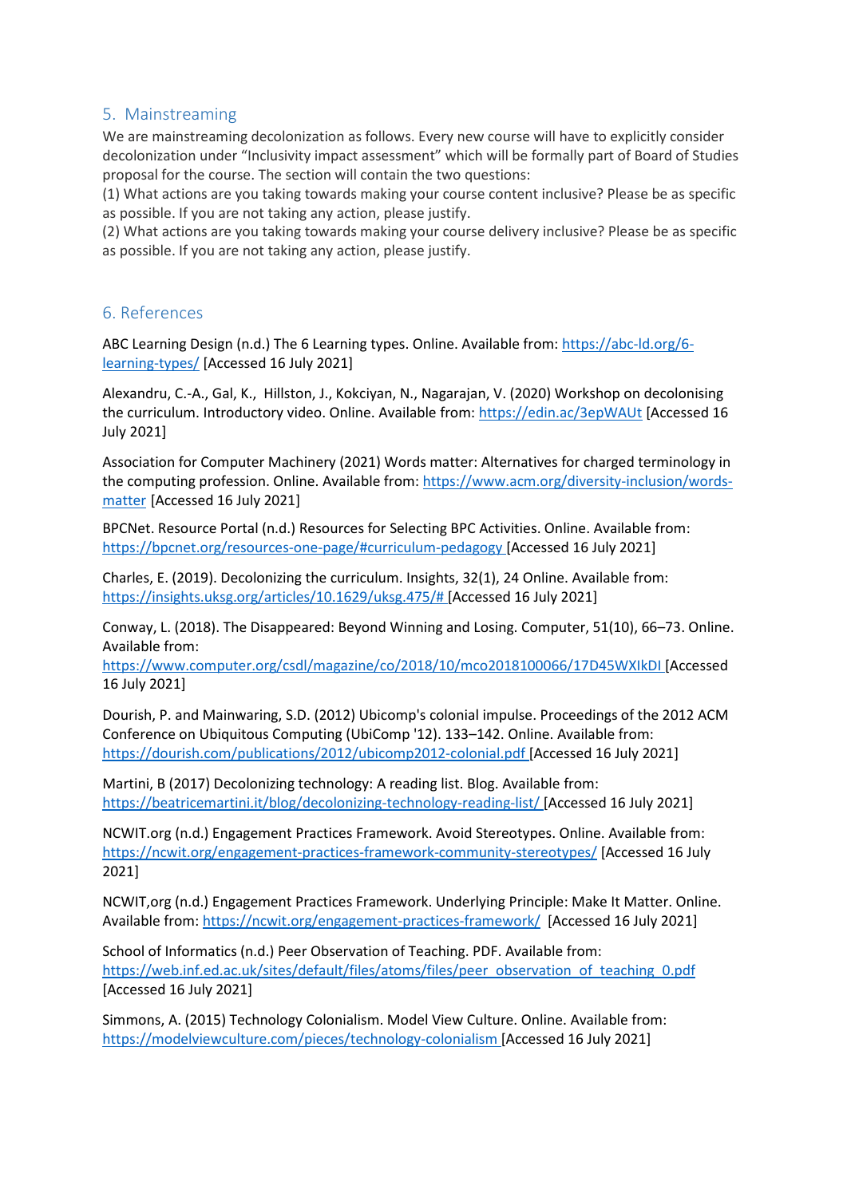## 5. Mainstreaming

We are mainstreaming decolonization as follows. Every new course will have to explicitly consider decolonization under "Inclusivity impact assessment" which will be formally part of Board of Studies proposal for the course. The section will contain the two questions:

(1) What actions are you taking towards making your course content inclusive? Please be as specific as possible. If you are not taking any action, please justify.

(2) What actions are you taking towards making your course delivery inclusive? Please be as specific as possible. If you are not taking any action, please justify.

## 6. References

ABC Learning Design (n.d.) The 6 Learning types. Online. Available from: https://abc-ld.org/6-learning-types/ [Accessed 16 July 2021]

Alexandru, C.-A., Gal, K., Hillston, J., Kokciyan, N., Nagarajan, V. (2020) Workshop on decolonising the curriculum. Introductory video. Online. Available from: https://edin.ac/3epWAUt [Accessed 16 July 2021]

Association for Computer Machinery (2021) Words matter: Alternatives for charged terminology in the computing profession. Online. Available from: https://www.acm.org/diversity-inclusion/words-matter [Accessed 16 July 2021]

BPCNet. Resource Portal (n.d.) Resources for Selecting BPC Activities. Online. Available from: https://bpcnet.org/resources-one-page/#curriculum-pedagogy [Accessed 16 July 2021]

Charles, E. (2019). Decolonizing the curriculum. Insights, 32(1), 24 Online. Available from: https://insights.uksg.org/articles/10.1629/uksg.475/# [Accessed 16 July 2021]

Conway, L. (2018). The Disappeared: Beyond Winning and Losing. Computer, 51(10), 66–73. Online. Available from: https://www.computer.org/csdl/magazine/co/2018/10/mco2018100066/17D45WXIkDI [Accessed 16 July 2021]

Dourish, P. and Mainwaring, S.D. (2012) Ubicomp's colonial impulse. Proceedings of the 2012 ACM Conference on Ubiquitous Computing (UbiComp '12). 133–142. Online. Available from: https://dourish.com/publications/2012/ubicomp2012-colonial.pdf [Accessed 16 July 2021]

Martini, B (2017) Decolonizing technology: A reading list. Blog. Available from: https://beatricemartini.it/blog/decolonizing-technology-reading-list/ [Accessed 16 July 2021]

NCWIT.org (n.d.) Engagement Practices Framework. Avoid Stereotypes. Online. Available from: https://ncwit.org/engagement-practices-framework-community-stereotypes/ [Accessed 16 July 2021]

NCWIT,org (n.d.) Engagement Practices Framework. Underlying Principle: Make It Matter. Online. Available from: https://ncwit.org/engagement-practices-framework/ [Accessed 16 July 2021]

School of Informatics (n.d.) Peer Observation of Teaching. PDF. Available from: https://web.inf.ed.ac.uk/sites/default/files/atoms/files/peer_observation_of_teaching_0.pdf [Accessed 16 July 2021]

Simmons, A. (2015) Technology Colonialism. Model View Culture. Online. Available from: https://modelviewculture.com/pieces/technology-colonialism [Accessed 16 July 2021]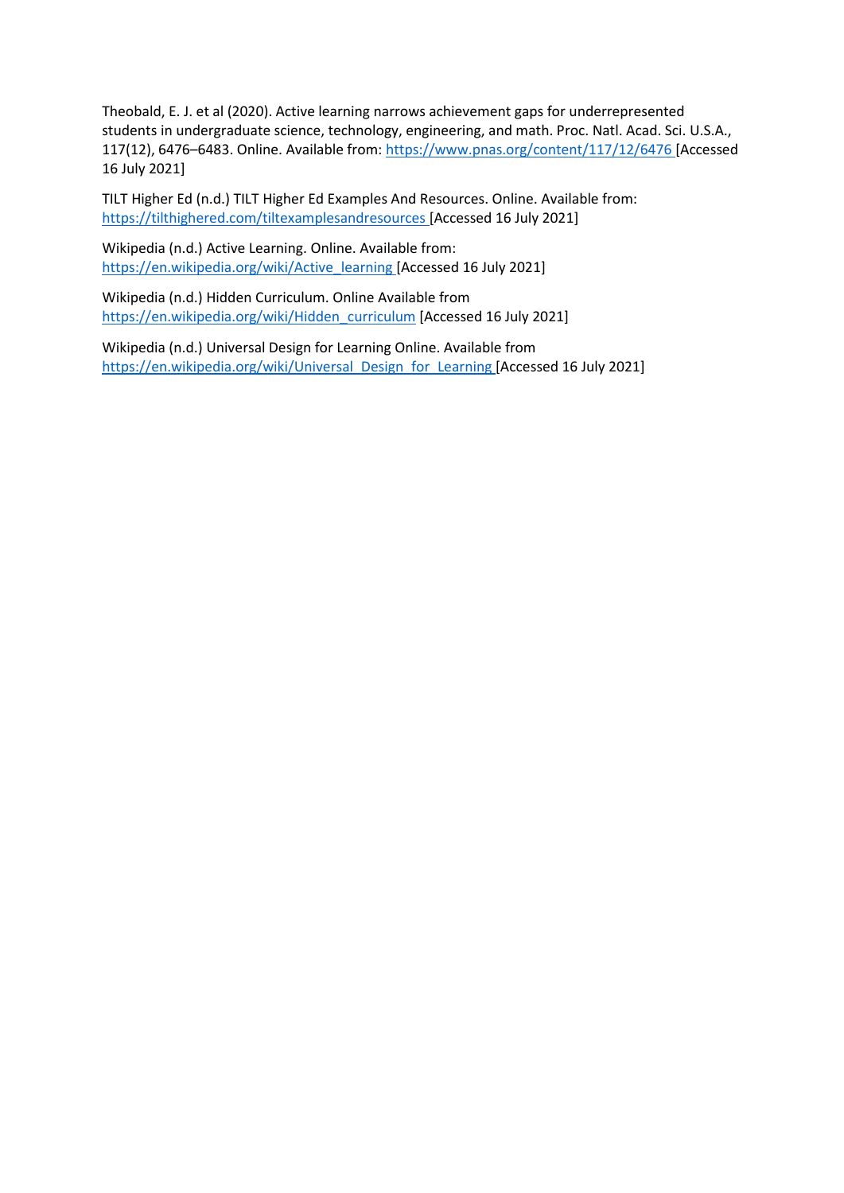Theobald, E. J. et al (2020). Active learning narrows achievement gaps for underrepresented students in undergraduate science, technology, engineering, and math. Proc. Natl. Acad. Sci. U.S.A., 117(12), 6476–6483. Online. Available from: https://www.pnas.org/content/117/12/6476 [Accessed 16 July 2021]

TILT Higher Ed (n.d.) TILT Higher Ed Examples And Resources. Online. Available from: https://tilthighered.com/tiltexamplesandresources [Accessed 16 July 2021]

Wikipedia (n.d.) Active Learning. Online. Available from: https://en.wikipedia.org/wiki/Active_learning [Accessed 16 July 2021]

Wikipedia (n.d.) Hidden Curriculum. Online Available from https://en.wikipedia.org/wiki/Hidden_curriculum [Accessed 16 July 2021]

Wikipedia (n.d.) Universal Design for Learning Online. Available from https://en.wikipedia.org/wiki/Universal_Design_for_Learning [Accessed 16 July 2021]